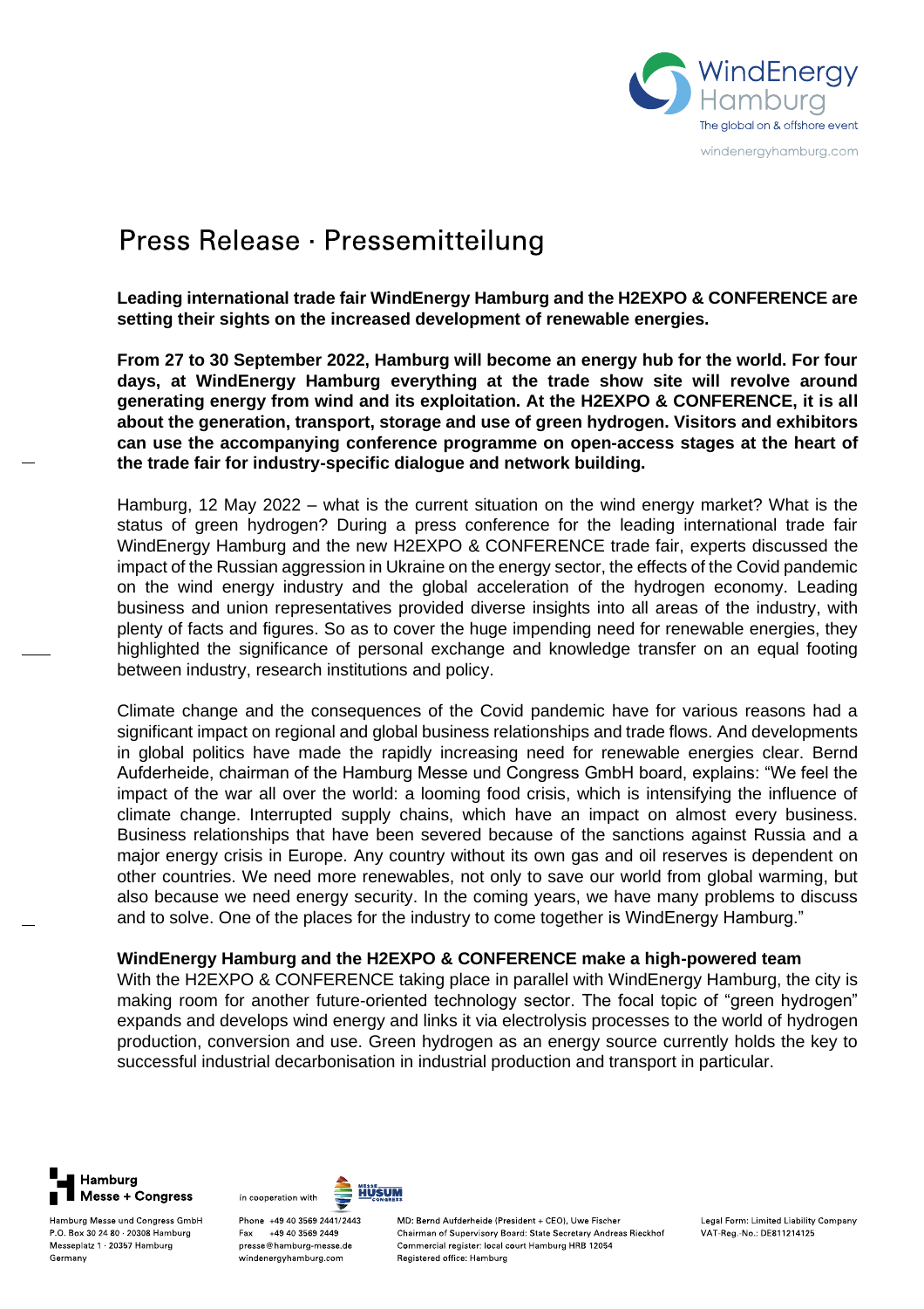# Press Release · Pressemitteilung

**Leading international trade fair WindEnergy Hamburg and the H2EXPO & CONFERENCE are setting their sights on the increased development of renewable energies.**

**From 27 to 30 September 2022, Hamburg will become an energy hub for the world. For four days, at WindEnergy Hamburg everything at the trade show site will revolve around generating energy from wind and its exploitation. At the H2EXPO & CONFERENCE, it is all about the generation, transport, storage and use of green hydrogen. Visitors and exhibitors can use the accompanying conference programme on open-access stages at the heart of the trade fair for industry-specific dialogue and network building.**

Hamburg, 12 May 2022 – what is the current situation on the wind energy market? What is the status of green hydrogen? During a press conference for the leading international trade fair WindEnergy Hamburg and the new H2EXPO & CONFERENCE trade fair, experts discussed the impact of the Russian aggression in Ukraine on the energy sector, the effects of the Covid pandemic on the wind energy industry and the global acceleration of the hydrogen economy. Leading business and union representatives provided diverse insights into all areas of the industry, with plenty of facts and figures. So as to cover the huge impending need for renewable energies, they highlighted the significance of personal exchange and knowledge transfer on an equal footing between industry, research institutions and policy.

Climate change and the consequences of the Covid pandemic have for various reasons had a significant impact on regional and global business relationships and trade flows. And developments in global politics have made the rapidly increasing need for renewable energies clear. Bernd Aufderheide, chairman of the Hamburg Messe und Congress GmbH board, explains: "We feel the impact of the war all over the world: a looming food crisis, which is intensifying the influence of climate change. Interrupted supply chains, which have an impact on almost every business. Business relationships that have been severed because of the sanctions against Russia and a major energy crisis in Europe. Any country without its own gas and oil reserves is dependent on other countries. We need more renewables, not only to save our world from global warming, but also because we need energy security. In the coming years, we have many problems to discuss and to solve. One of the places for the industry to come together is WindEnergy Hamburg."

**WindEnergy Hamburg and the H2EXPO & CONFERENCE make a high-powered team**

With the H2EXPO & CONFERENCE taking place in parallel with WindEnergy Hamburg, the city is making room for another future-oriented technology sector. The focal topic of "green hydrogen" expands and develops wind energy and links it via electrolysis processes to the world of hydrogen production, conversion and use. Green hydrogen as an energy source currently holds the key to successful industrial decarbonisation in industrial production and transport in particular.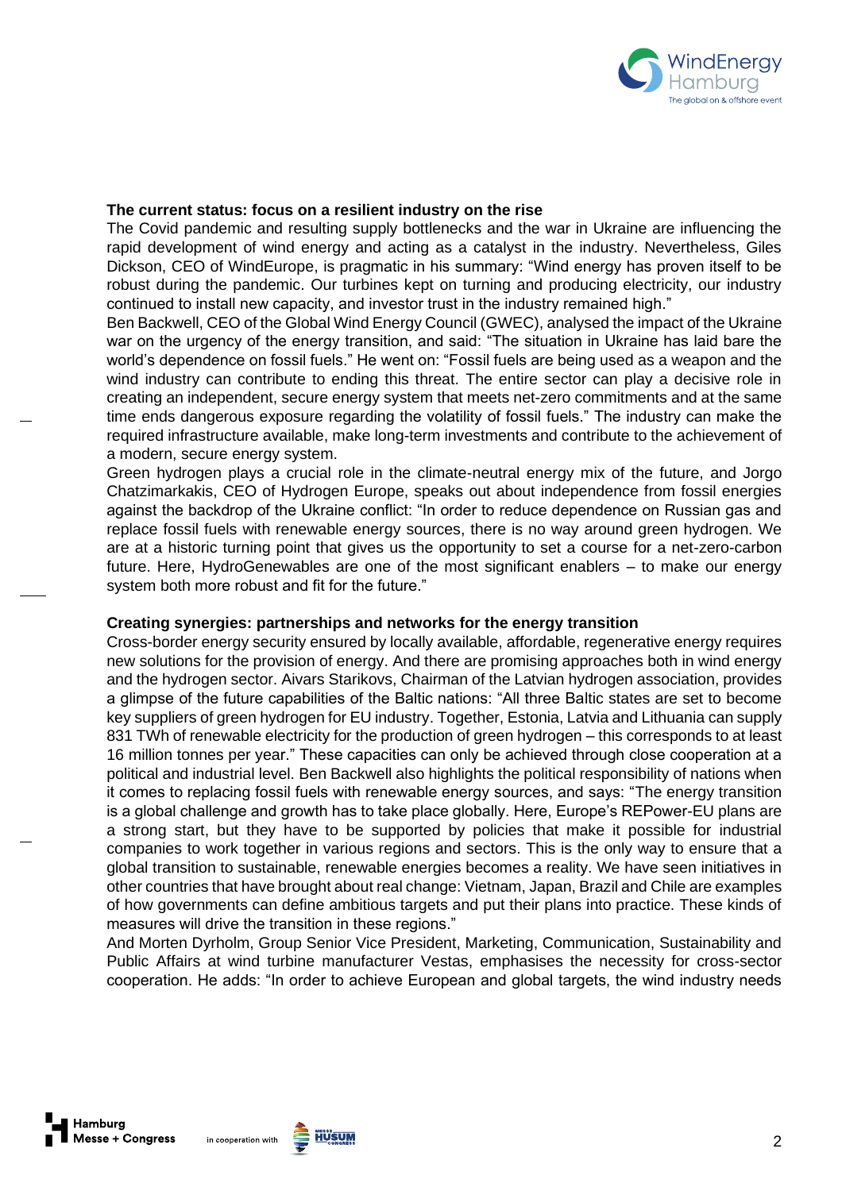**The current status: focus on a resilient industry on the rise**

The Covid pandemic and resulting supply bottlenecks and the war in Ukraine are influencing the rapid development of wind energy and acting as a catalyst in the industry. Nevertheless, Giles Dickson, CEO of WindEurope, is pragmatic in his summary: "Wind energy has proven itself to be robust during the pandemic. Our turbines kept on turning and producing electricity, our industry continued to install new capacity, and investor trust in the industry remained high."

Ben Backwell, CEO of the Global Wind Energy Council (GWEC), analysed the impact of the Ukraine war on the urgency of the energy transition, and said: "The situation in Ukraine has laid bare the world's dependence on fossil fuels." He went on: "Fossil fuels are being used as a weapon and the wind industry can contribute to ending this threat. The entire sector can play a decisive role in creating an independent, secure energy system that meets net-zero commitments and at the same time ends dangerous exposure regarding the volatility of fossil fuels." The industry can make the required infrastructure available, make long-term investments and contribute to the achievement of a modern, secure energy system.

Green hydrogen plays a crucial role in the climate-neutral energy mix of the future, and Jorgo Chatzimarkakis, CEO of Hydrogen Europe, speaks out about independence from fossil energies against the backdrop of the Ukraine conflict: "In order to reduce dependence on Russian gas and replace fossil fuels with renewable energy sources, there is no way around green hydrogen. We are at a historic turning point that gives us the opportunity to set a course for a net-zero-carbon future. Here, HydroGenewables are one of the most significant enablers – to make our energy system both more robust and fit for the future."

**Creating synergies: partnerships and networks for the energy transition**

Cross-border energy security ensured by locally available, affordable, regenerative energy requires new solutions for the provision of energy. And there are promising approaches both in wind energy and the hydrogen sector. Aivars Starikovs, Chairman of the Latvian hydrogen association, provides a glimpse of the future capabilities of the Baltic nations: "All three Baltic states are set to become key suppliers of green hydrogen for EU industry. Together, Estonia, Latvia and Lithuania can supply 831 TWh of renewable electricity for the production of green hydrogen – this corresponds to at least 16 million tonnes per year." These capacities can only be achieved through close cooperation at a political and industrial level. Ben Backwell also highlights the political responsibility of nations when it comes to replacing fossil fuels with renewable energy sources, and says: "The energy transition is a global challenge and growth has to take place globally. Here, Europe's REPower-EU plans are a strong start, but they have to be supported by policies that make it possible for industrial companies to work together in various regions and sectors. This is the only way to ensure that a global transition to sustainable, renewable energies becomes a reality. We have seen initiatives in other countries that have brought about real change: Vietnam, Japan, Brazil and Chile are examples of how governments can define ambitious targets and put their plans into practice. These kinds of measures will drive the transition in these regions."

And Morten Dyrholm, Group Senior Vice President, Marketing, Communication, Sustainability and Public Affairs at wind turbine manufacturer Vestas, emphasises the necessity for cross-sector cooperation. He adds: "In order to achieve European and global targets, the wind industry needs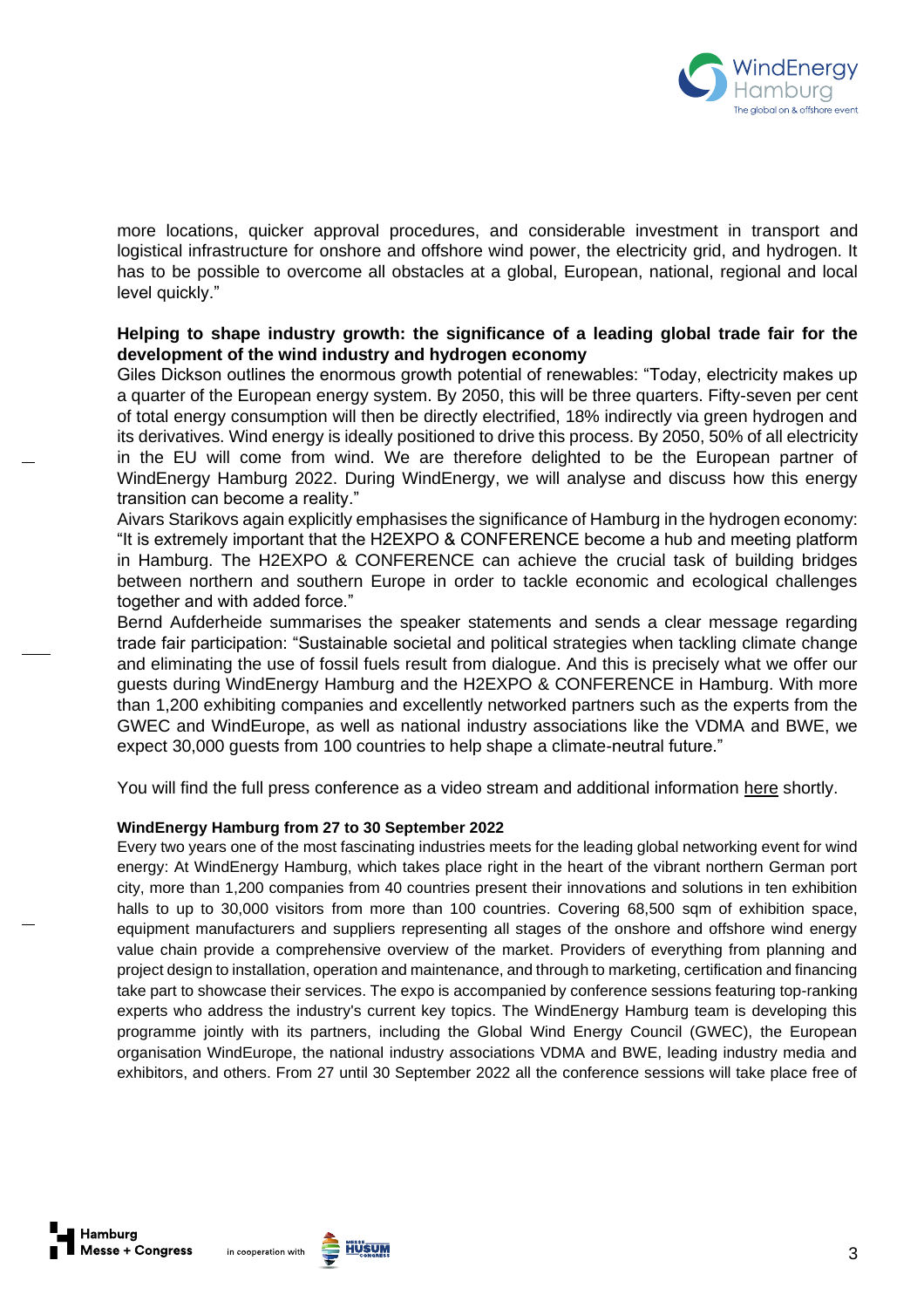more locations, quicker approval procedures, and considerable investment in transport and logistical infrastructure for onshore and offshore wind power, the electricity grid, and hydrogen. It has to be possible to overcome all obstacles at a global, European, national, regional and local level quickly."

**Helping to shape industry growth: the significance of a leading global trade fair for the development of the wind industry and hydrogen economy**

Giles Dickson outlines the enormous growth potential of renewables: "Today, electricity makes up a quarter of the European energy system. By 2050, this will be three quarters. Fifty-seven per cent of total energy consumption will then be directly electrified, 18% indirectly via green hydrogen and its derivatives. Wind energy is ideally positioned to drive this process. By 2050, 50% of all electricity in the EU will come from wind. We are therefore delighted to be the European partner of WindEnergy Hamburg 2022. During WindEnergy, we will analyse and discuss how this energy transition can become a reality."

Aivars Starikovs again explicitly emphasises the significance of Hamburg in the hydrogen economy: "It is extremely important that the H2EXPO & CONFERENCE become a hub and meeting platform in Hamburg. The H2EXPO & CONFERENCE can achieve the crucial task of building bridges between northern and southern Europe in order to tackle economic and ecological challenges together and with added force."

Bernd Aufderheide summarises the speaker statements and sends a clear message regarding trade fair participation: "Sustainable societal and political strategies when tackling climate change and eliminating the use of fossil fuels result from dialogue. And this is precisely what we offer our guests during WindEnergy Hamburg and the H2EXPO & CONFERENCE in Hamburg. With more than 1,200 exhibiting companies and excellently networked partners such as the experts from the GWEC and WindEurope, as well as national industry associations like the VDMA and BWE, we expect 30,000 guests from 100 countries to help shape a climate-neutral future."

You will find the full press conference as a video stream and additional information here shortly.

**WindEnergy Hamburg from 27 to 30 September 2022**

Every two years one of the most fascinating industries meets for the leading global networking event for wind energy: At WindEnergy Hamburg, which takes place right in the heart of the vibrant northern German port city, more than 1,200 companies from 40 countries present their innovations and solutions in ten exhibition halls to up to 30,000 visitors from more than 100 countries. Covering 68,500 sqm of exhibition space, equipment manufacturers and suppliers representing all stages of the onshore and offshore wind energy value chain provide a comprehensive overview of the market. Providers of everything from planning and project design to installation, operation and maintenance, and through to marketing, certification and financing take part to showcase their services. The expo is accompanied by conference sessions featuring top-ranking experts who address the industry's current key topics. The WindEnergy Hamburg team is developing this programme jointly with its partners, including the Global Wind Energy Council (GWEC), the European organisation WindEurope, the national industry associations VDMA and BWE, leading industry media and exhibitors, and others. From 27 until 30 September 2022 all the conference sessions will take place free of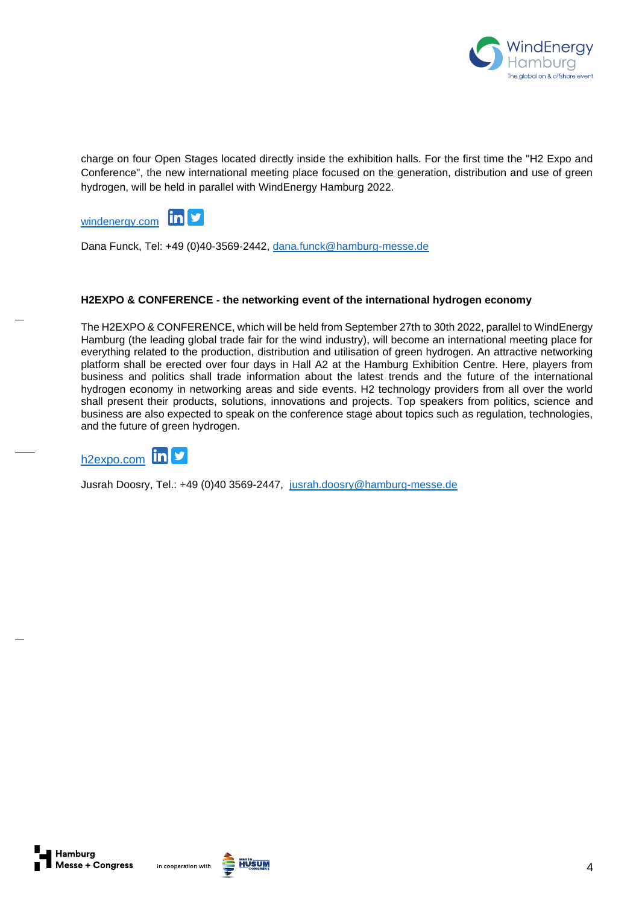charge on four Open Stages located directly inside the exhibition halls. For the first time the "H2 Expo and Conference", the new international meeting place focused on the generation, distribution and use of green hydrogen, will be held in parallel with WindEnergy Hamburg 2022.

windenergy.com

Dana Funck, Tel: +49 (0)40-3569-2442, dana.funck@hamburg-messe.de

**H2EXPO & CONFERENCE - the networking event of the international hydrogen economy**

The H2EXPO & CONFERENCE, which will be held from September 27th to 30th 2022, parallel to WindEnergy Hamburg (the leading global trade fair for the wind industry), will become an international meeting place for everything related to the production, distribution and utilisation of green hydrogen. An attractive networking platform shall be erected over four days in Hall A2 at the Hamburg Exhibition Centre. Here, players from business and politics shall trade information about the latest trends and the future of the international hydrogen economy in networking areas and side events. H2 technology providers from all over the world shall present their products, solutions, innovations and projects. Top speakers from politics, science and business are also expected to speak on the conference stage about topics such as regulation, technologies, and the future of green hydrogen.

h2expo.com

Jusrah Doosry, Tel.: +49 (0)40 3569-2447, jusrah.doosry@hamburg-messe.de